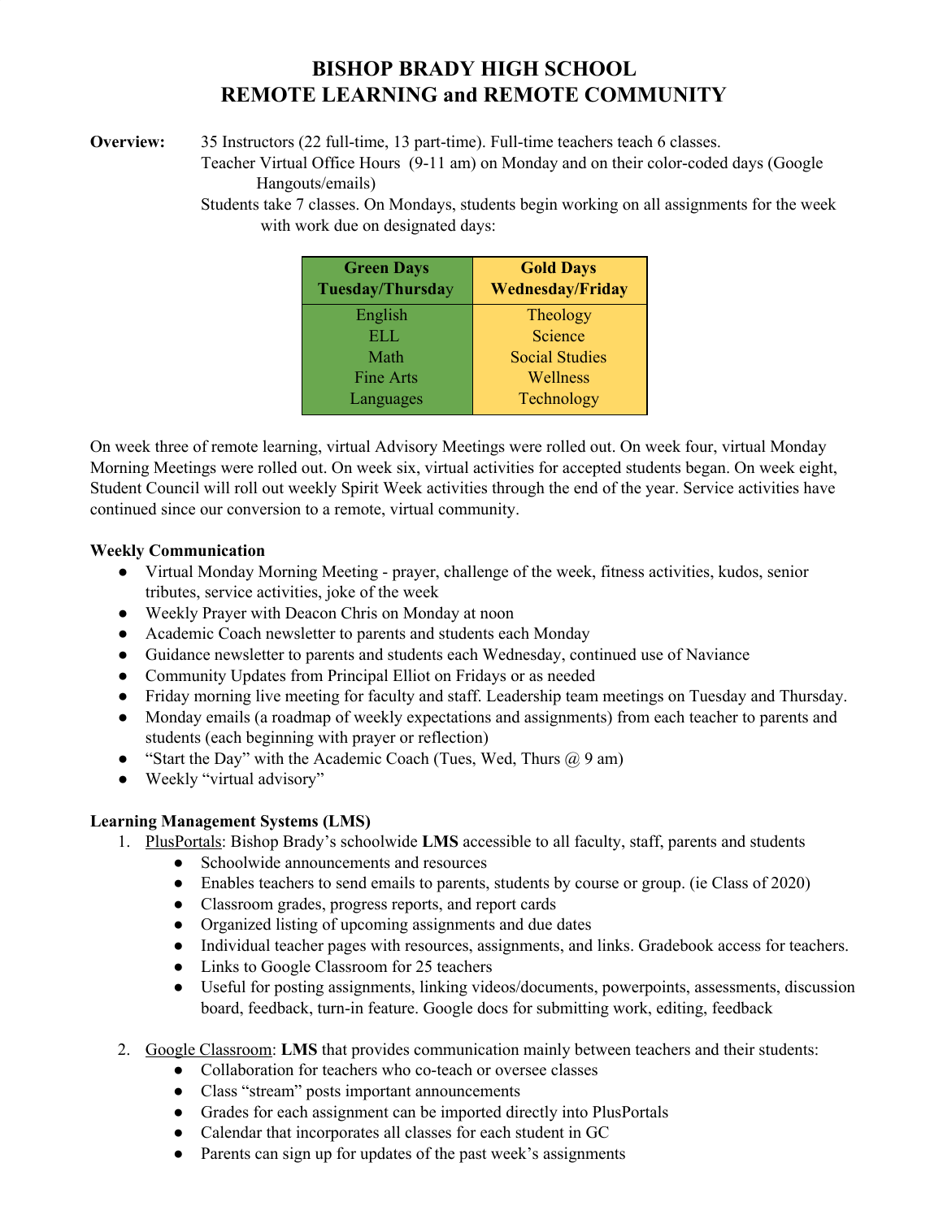# BISHOP BRADY HIGH SCHOOL
# REMOTE LEARNING and REMOTE COMMUNITY

**Overview:** 35 Instructors (22 full-time, 13 part-time). Full-time teachers teach 6 classes.
Teacher Virtual Office Hours (9-11 am) on Monday and on their color-coded days (Google Hangouts/emails)
Students take 7 classes. On Mondays, students begin working on all assignments for the week with work due on designated days:

| Green Days Tuesday/Thursday | Gold Days Wednesday/Friday |
|---|---|
| English | Theology |
| ELL | Science |
| Math | Social Studies |
| Fine Arts | Wellness |
| Languages | Technology |

On week three of remote learning, virtual Advisory Meetings were rolled out. On week four, virtual Monday Morning Meetings were rolled out. On week six, virtual activities for accepted students began. On week eight, Student Council will roll out weekly Spirit Week activities through the end of the year. Service activities have continued since our conversion to a remote, virtual community.

### Weekly Communication

- Virtual Monday Morning Meeting - prayer, challenge of the week, fitness activities, kudos, senior tributes, service activities, joke of the week
- Weekly Prayer with Deacon Chris on Monday at noon
- Academic Coach newsletter to parents and students each Monday
- Guidance newsletter to parents and students each Wednesday, continued use of Naviance
- Community Updates from Principal Elliot on Fridays or as needed
- Friday morning live meeting for faculty and staff. Leadership team meetings on Tuesday and Thursday.
- Monday emails (a roadmap of weekly expectations and assignments) from each teacher to parents and students (each beginning with prayer or reflection)
- "Start the Day" with the Academic Coach (Tues, Wed, Thurs @ 9 am)
- Weekly "virtual advisory"

### Learning Management Systems (LMS)

1. PlusPortals: Bishop Brady's schoolwide **LMS** accessible to all faculty, staff, parents and students
   - Schoolwide announcements and resources
   - Enables teachers to send emails to parents, students by course or group. (ie Class of 2020)
   - Classroom grades, progress reports, and report cards
   - Organized listing of upcoming assignments and due dates
   - Individual teacher pages with resources, assignments, and links. Gradebook access for teachers.
   - Links to Google Classroom for 25 teachers
   - Useful for posting assignments, linking videos/documents, powerpoints, assessments, discussion board, feedback, turn-in feature. Google docs for submitting work, editing, feedback

2. Google Classroom: **LMS** that provides communication mainly between teachers and their students:
   - Collaboration for teachers who co-teach or oversee classes
   - Class "stream" posts important announcements
   - Grades for each assignment can be imported directly into PlusPortals
   - Calendar that incorporates all classes for each student in GC
   - Parents can sign up for updates of the past week's assignments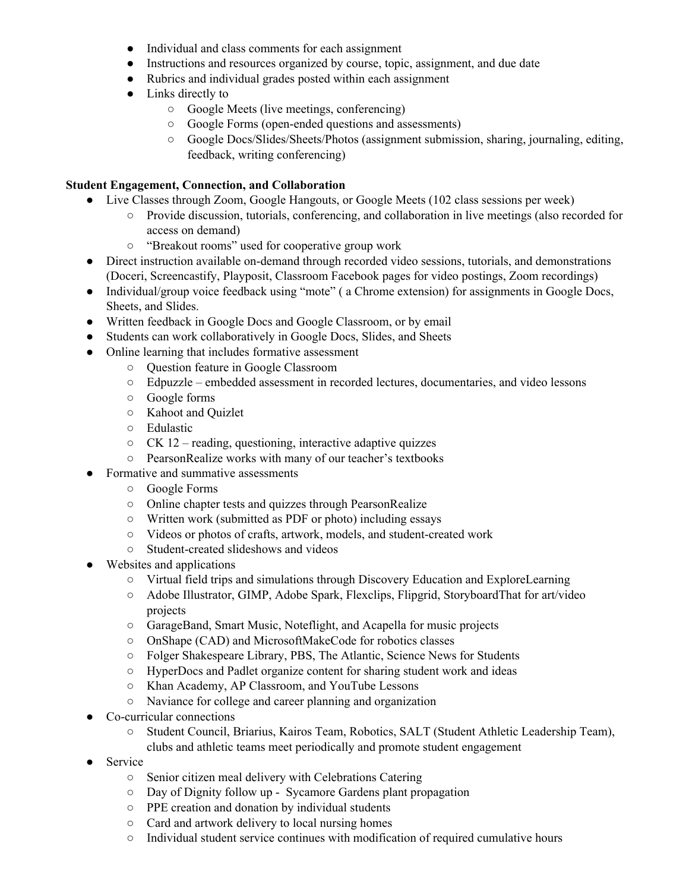- Individual and class comments for each assignment
- Instructions and resources organized by course, topic, assignment, and due date
- Rubrics and individual grades posted within each assignment
- Links directly to
    - Google Meets (live meetings, conferencing)
    - Google Forms (open-ended questions and assessments)
    - Google Docs/Slides/Sheets/Photos (assignment submission, sharing, journaling, editing, feedback, writing conferencing)

**Student Engagement, Connection, and Collaboration**

- Live Classes through Zoom, Google Hangouts, or Google Meets (102 class sessions per week)
    - Provide discussion, tutorials, conferencing, and collaboration in live meetings (also recorded for access on demand)
    - "Breakout rooms" used for cooperative group work
- Direct instruction available on-demand through recorded video sessions, tutorials, and demonstrations (Doceri, Screencastify, Playposit, Classroom Facebook pages for video postings, Zoom recordings)
- Individual/group voice feedback using "mote" ( a Chrome extension) for assignments in Google Docs, Sheets, and Slides.
- Written feedback in Google Docs and Google Classroom, or by email
- Students can work collaboratively in Google Docs, Slides, and Sheets
- Online learning that includes formative assessment
    - Question feature in Google Classroom
    - Edpuzzle – embedded assessment in recorded lectures, documentaries, and video lessons
    - Google forms
    - Kahoot and Quizlet
    - Edulastic
    - CK 12 – reading, questioning, interactive adaptive quizzes
    - PearsonRealize works with many of our teacher's textbooks
- Formative and summative assessments
    - Google Forms
    - Online chapter tests and quizzes through PearsonRealize
    - Written work (submitted as PDF or photo) including essays
    - Videos or photos of crafts, artwork, models, and student-created work
    - Student-created slideshows and videos
- Websites and applications
    - Virtual field trips and simulations through Discovery Education and ExploreLearning
    - Adobe Illustrator, GIMP, Adobe Spark, Flexclips, Flipgrid, StoryboardThat for art/video projects
    - GarageBand, Smart Music, Noteflight, and Acapella for music projects
    - OnShape (CAD) and MicrosoftMakeCode for robotics classes
    - Folger Shakespeare Library, PBS, The Atlantic, Science News for Students
    - HyperDocs and Padlet organize content for sharing student work and ideas
    - Khan Academy, AP Classroom, and YouTube Lessons
    - Naviance for college and career planning and organization
- Co-curricular connections
    - Student Council, Briarius, Kairos Team, Robotics, SALT (Student Athletic Leadership Team), clubs and athletic teams meet periodically and promote student engagement
- Service
    - Senior citizen meal delivery with Celebrations Catering
    - Day of Dignity follow up - Sycamore Gardens plant propagation
    - PPE creation and donation by individual students
    - Card and artwork delivery to local nursing homes
    - Individual student service continues with modification of required cumulative hours